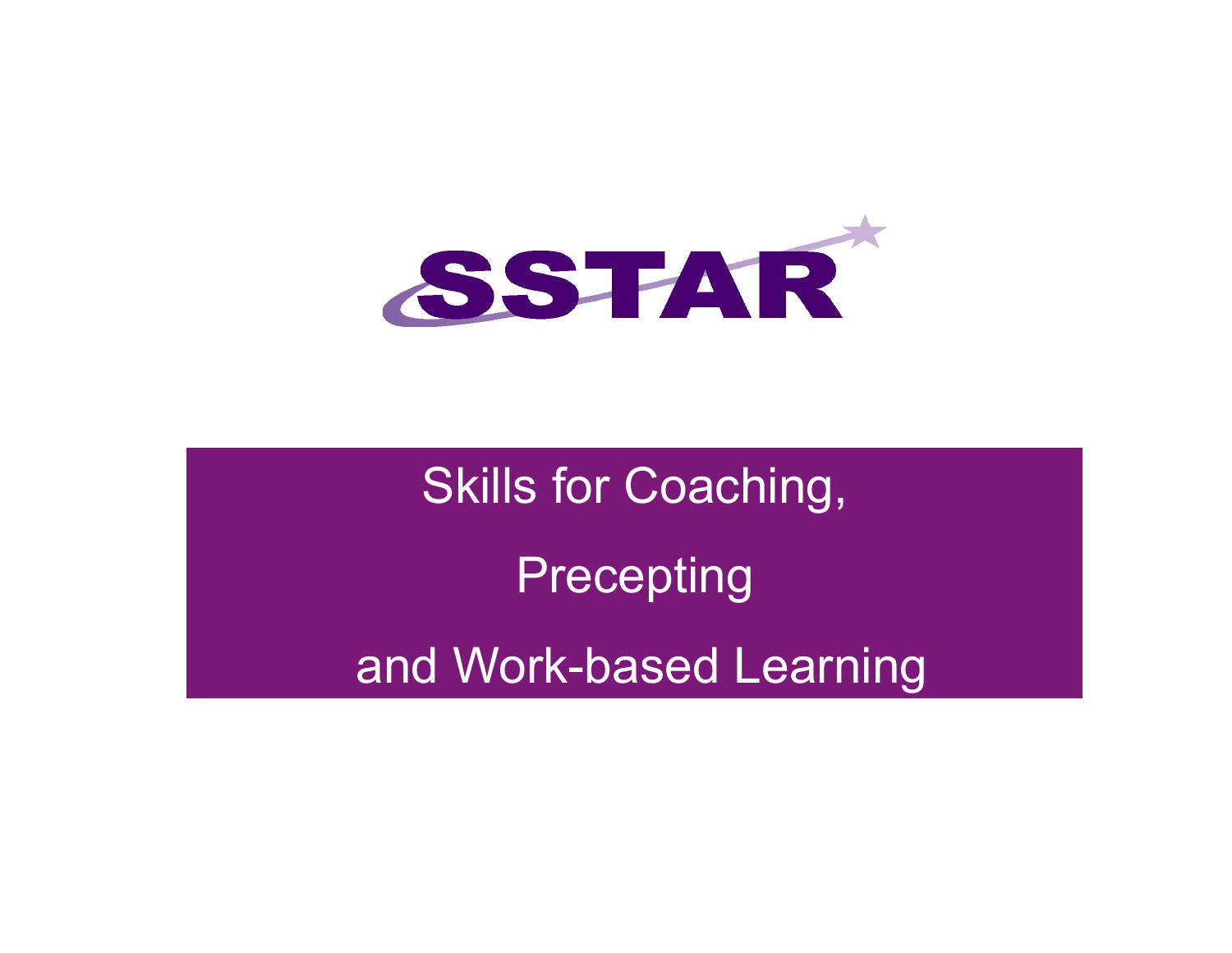# SSTAR

## Skills for Coaching,

## Precepting

## and Work-based Learning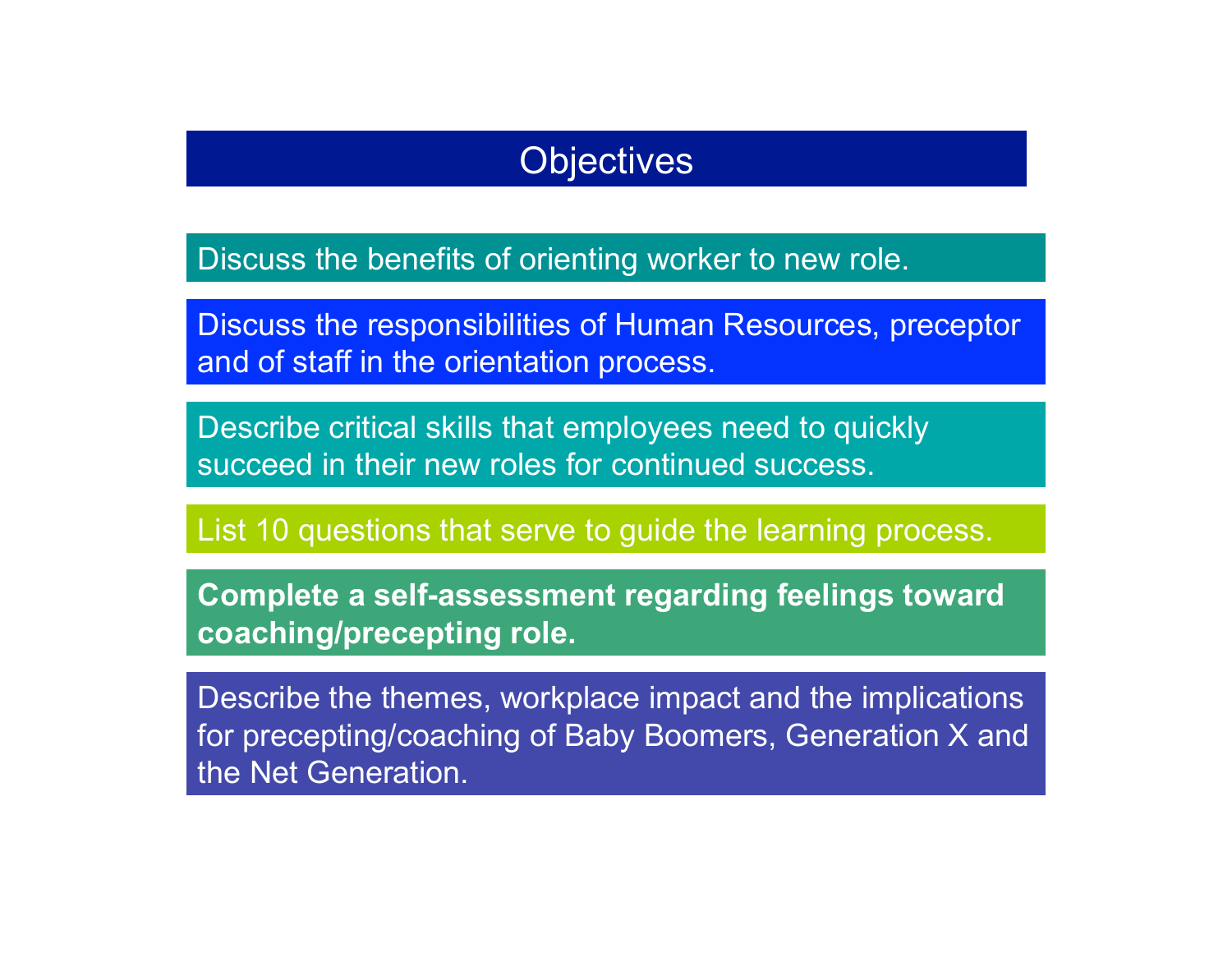# Objectives

- Discuss the benefits of orienting worker to new role.
- Discuss the responsibilities of Human Resources, preceptor and of staff in the orientation process.
- Describe critical skills that employees need to quickly succeed in their new roles for continued success.
- List 10 questions that serve to guide the learning process.
- **Complete a self-assessment regarding feelings toward coaching/precepting role.**
- Describe the themes, workplace impact and the implications for precepting/coaching of Baby Boomers, Generation X and the Net Generation.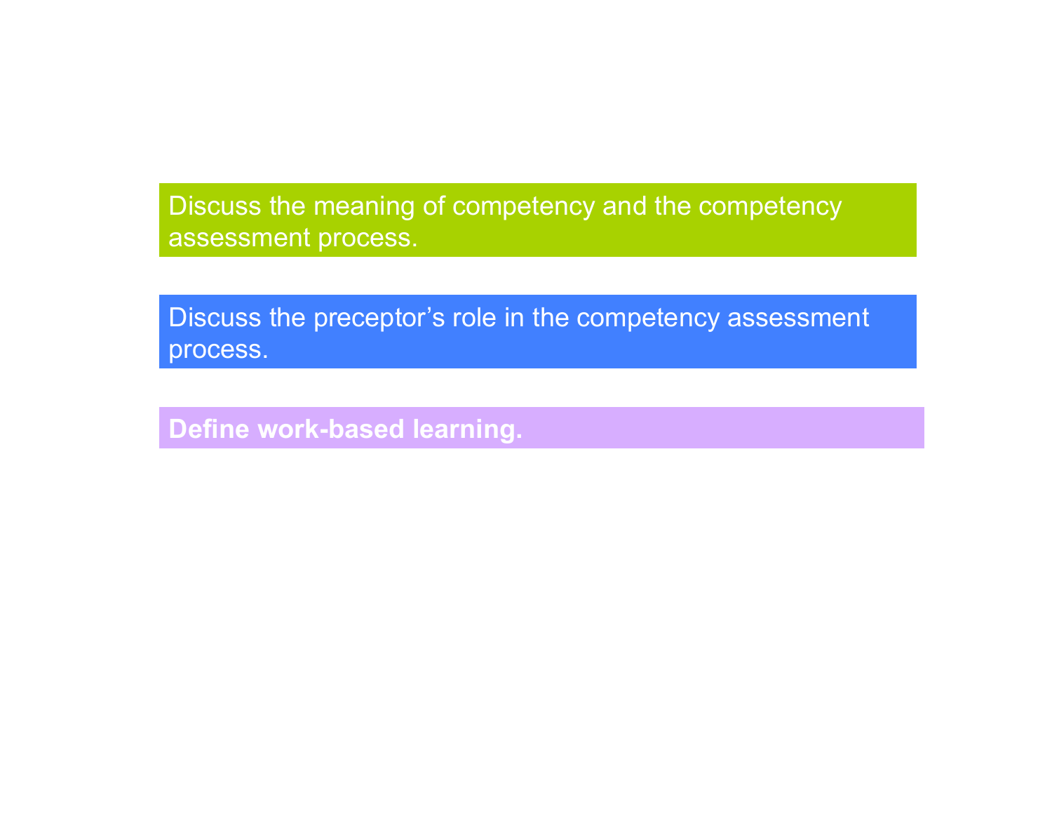Discuss the meaning of competency and the competency assessment process.

Discuss the preceptor's role in the competency assessment process.

**Define work-based learning.**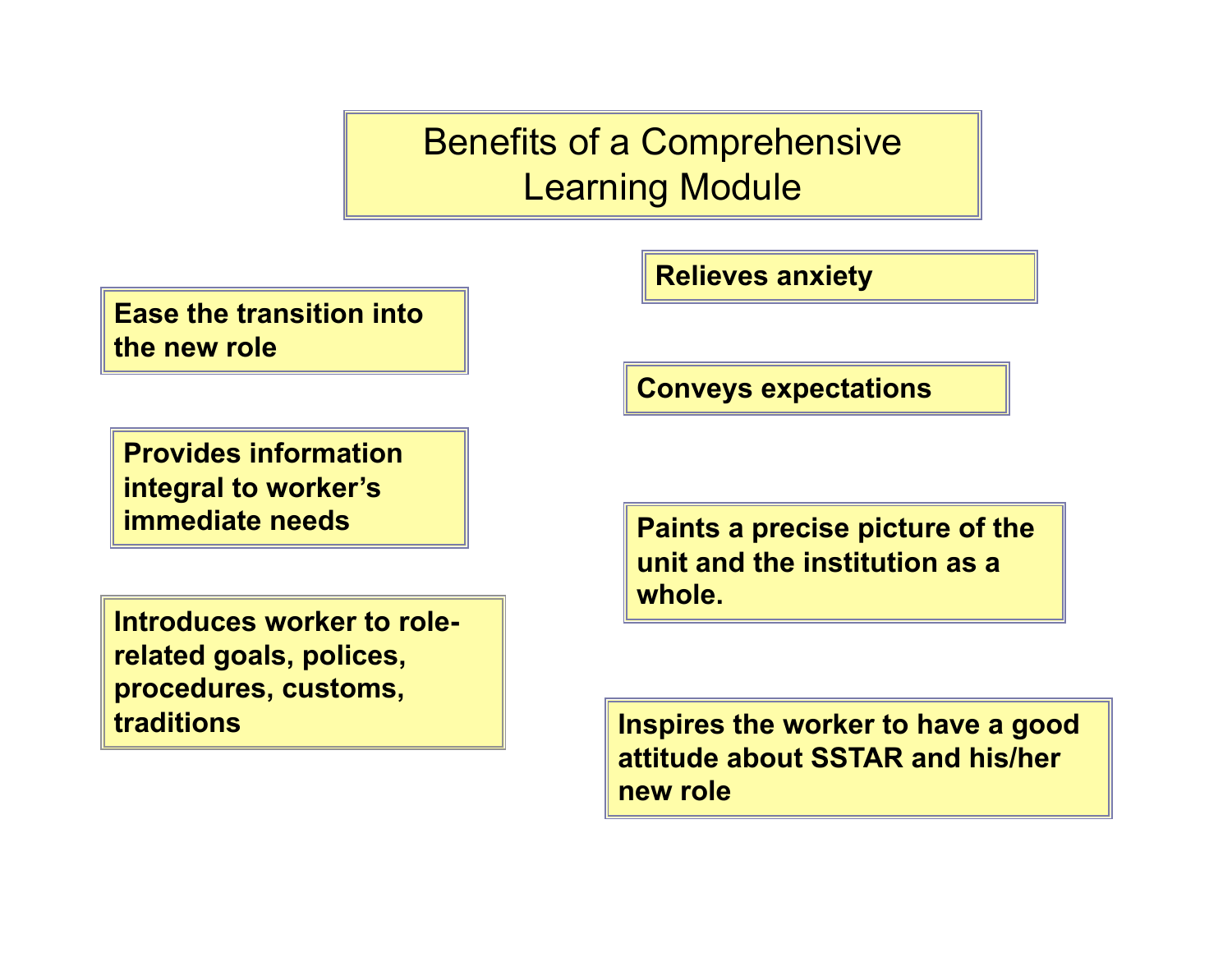# Benefits of a Comprehensive Learning Module

- **Ease the transition into the new role**
- **Provides information integral to worker's immediate needs**
- **Introduces worker to role-related goals, polices, procedures, customs, traditions**
- **Relieves anxiety**
- **Conveys expectations**
- **Paints a precise picture of the unit and the institution as a whole.**
- **Inspires the worker to have a good attitude about SSTAR and his/her new role**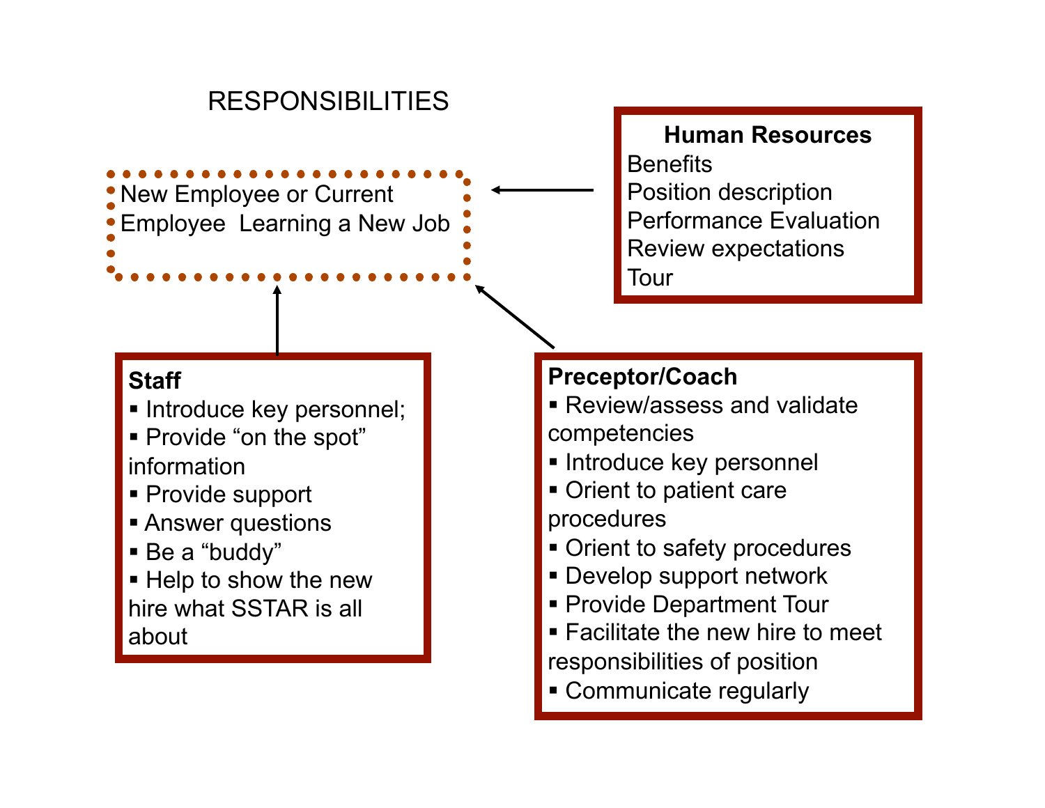# RESPONSIBILITIES

New Employee or Current Employee Learning a New Job

**Human Resources**

Benefits
Position description
Performance Evaluation
Review expectations
Tour

**Staff**

- Introduce key personnel;
- Provide “on the spot” information
- Provide support
- Answer questions
- Be a “buddy”
- Help to show the new hire what SSTAR is all about

**Preceptor/Coach**

- Review/assess and validate competencies
- Introduce key personnel
- Orient to patient care procedures
- Orient to safety procedures
- Develop support network
- Provide Department Tour
- Facilitate the new hire to meet responsibilities of position
- Communicate regularly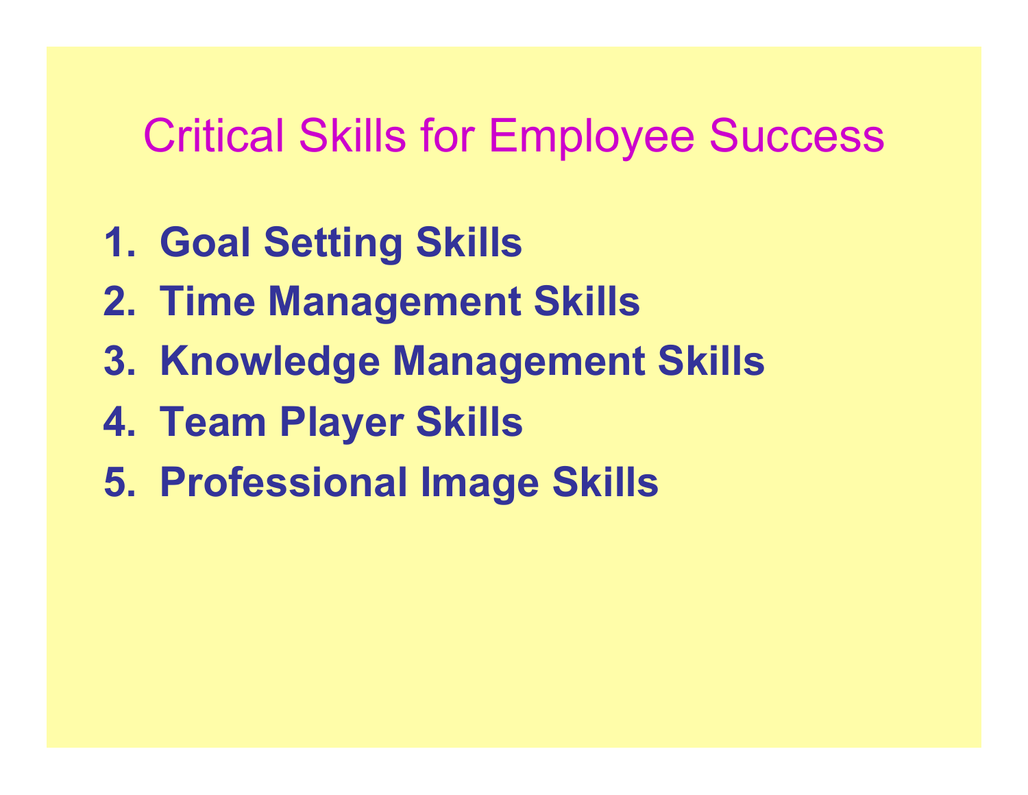# Critical Skills for Employee Success

1. **Goal Setting Skills**
2. **Time Management Skills**
3. **Knowledge Management Skills**
4. **Team Player Skills**
5. **Professional Image Skills**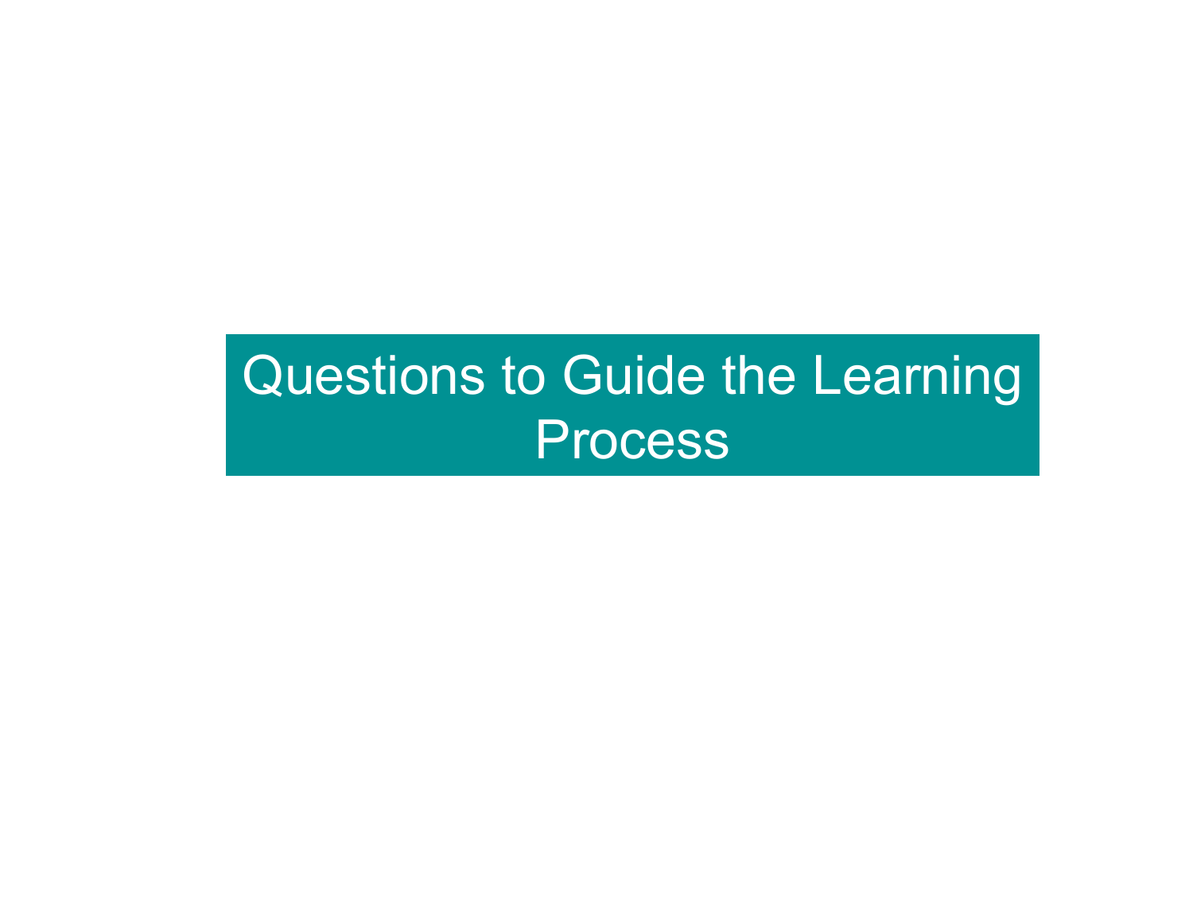# Questions to Guide the Learning Process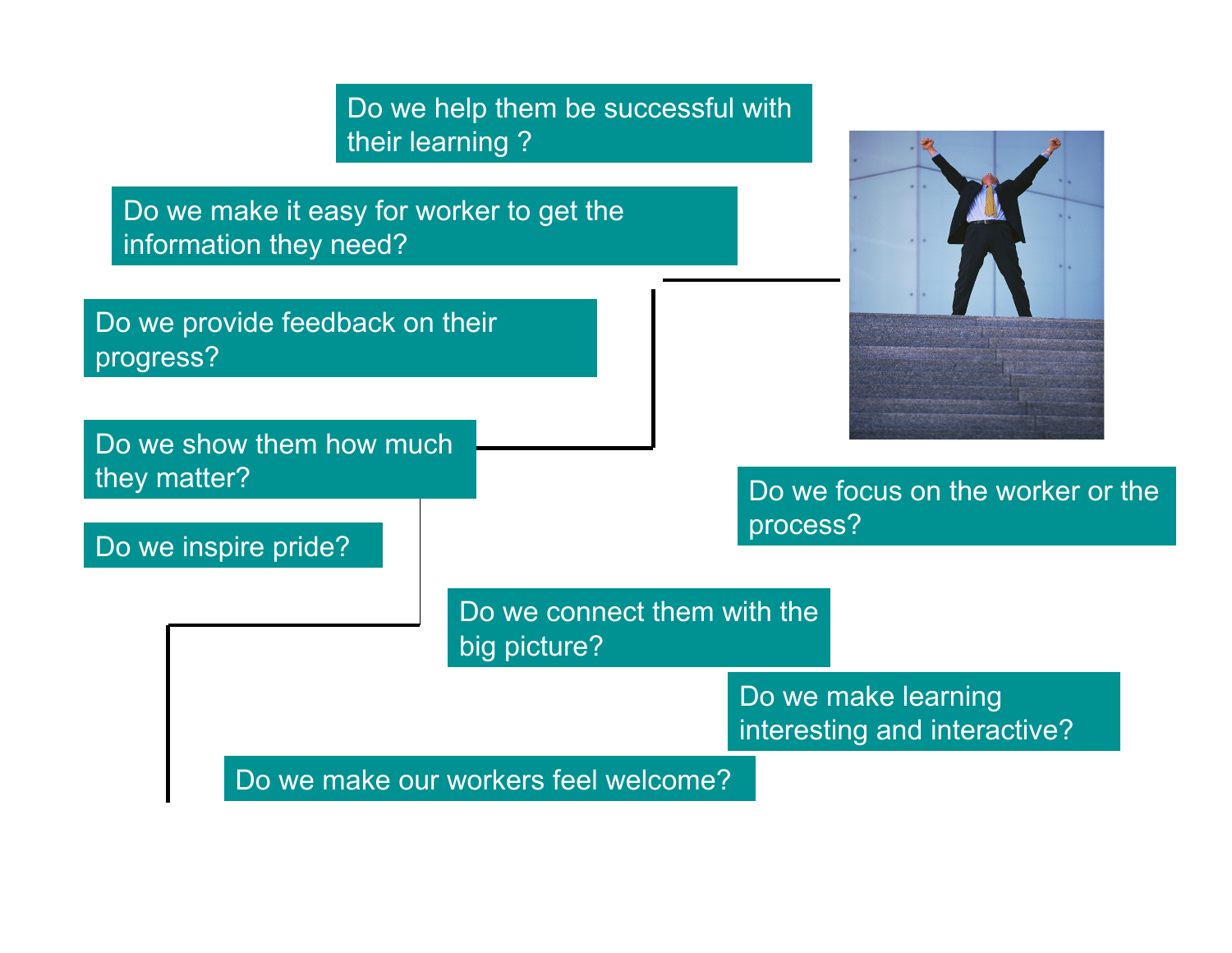Do we help them be successful with their learning ?

Do we make it easy for worker to get the information they need?

Do we provide feedback on their progress?

Do we show them how much they matter?

Do we inspire pride?

Do we focus on the worker or the process?

Do we connect them with the big picture?

Do we make learning interesting and interactive?

Do we make our workers feel welcome?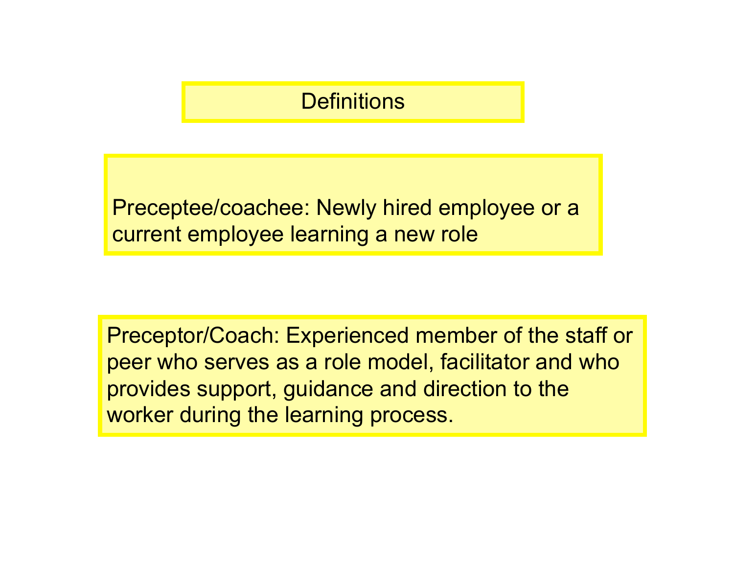# Definitions

Preceptee/coachee: Newly hired employee or a current employee learning a new role

Preceptor/Coach: Experienced member of the staff or peer who serves as a role model, facilitator and who provides support, guidance and direction to the worker during the learning process.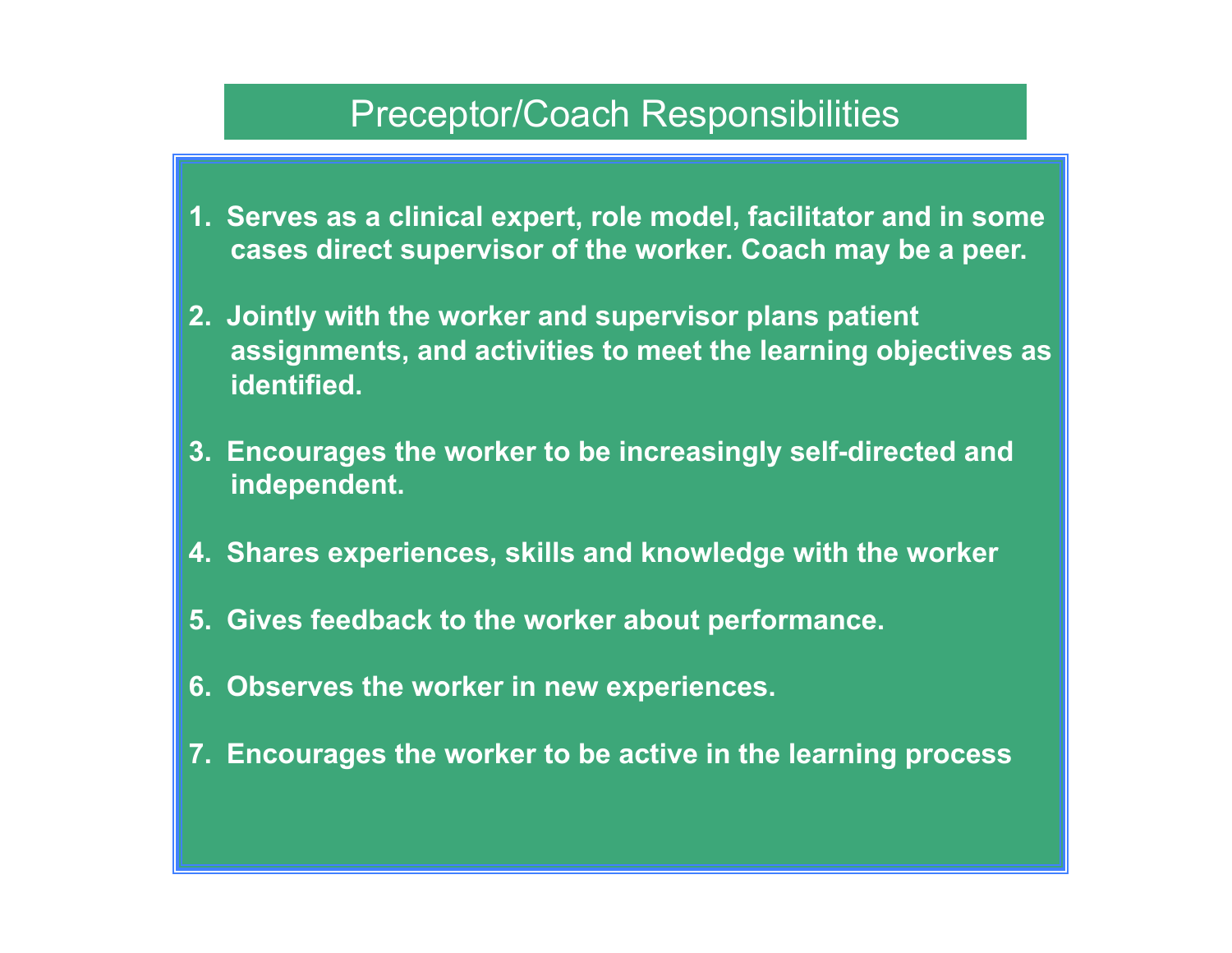# Preceptor/Coach Responsibilities

1. **Serves as a clinical expert, role model, facilitator and in some cases direct supervisor of the worker. Coach may be a peer.**

2. **Jointly with the worker and supervisor plans patient assignments, and activities to meet the learning objectives as identified.**

3. **Encourages the worker to be increasingly self-directed and independent.**

4. **Shares experiences, skills and knowledge with the worker**

5. **Gives feedback to the worker about performance.**

6. **Observes the worker in new experiences.**

7. **Encourages the worker to be active in the learning process**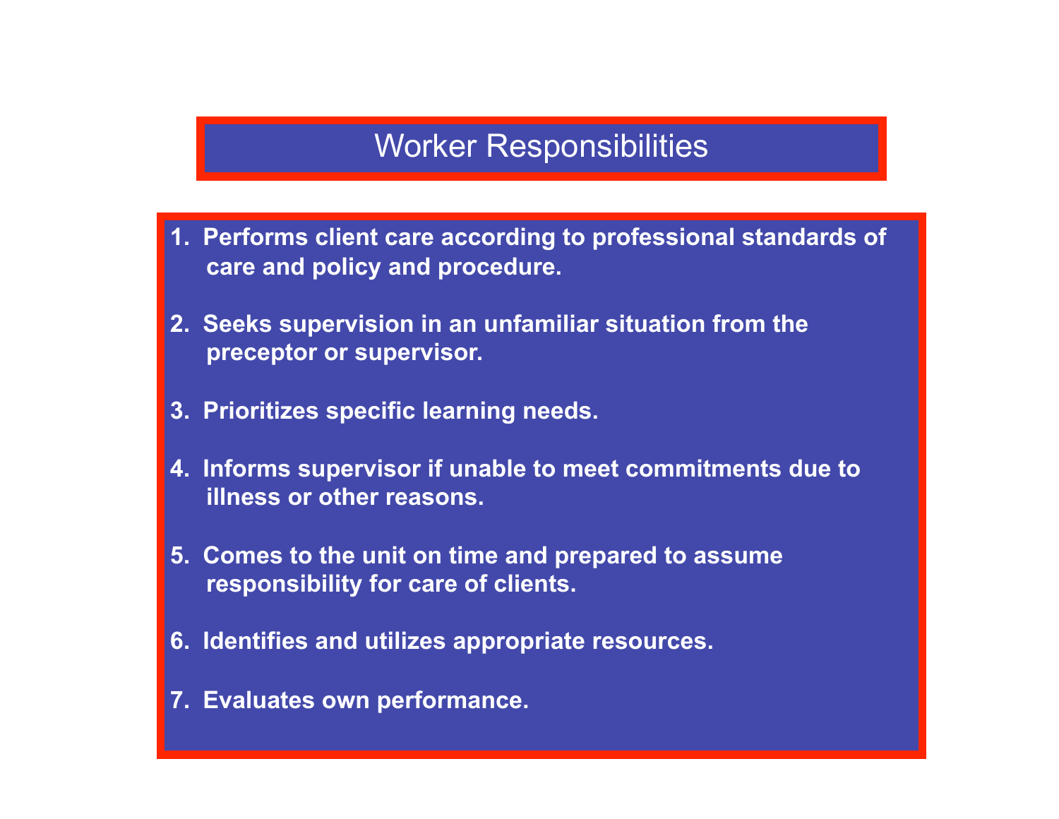# Worker Responsibilities

1. **Performs client care according to professional standards of care and policy and procedure.**

2. **Seeks supervision in an unfamiliar situation from the preceptor or supervisor.**

3. **Prioritizes specific learning needs.**

4. **Informs supervisor if unable to meet commitments due to illness or other reasons.**

5. **Comes to the unit on time and prepared to assume responsibility for care of clients.**

6. **Identifies and utilizes appropriate resources.**

7. **Evaluates own performance.**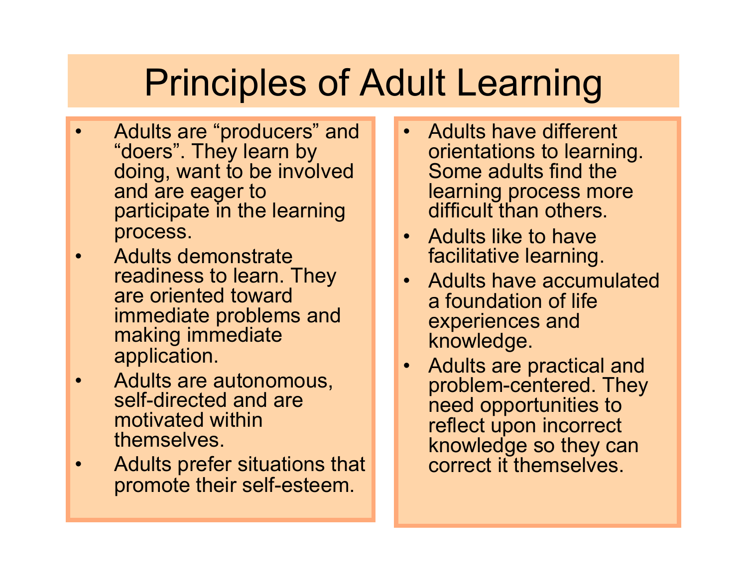# Principles of Adult Learning

- Adults are "producers" and "doers". They learn by doing, want to be involved and are eager to participate in the learning process.
- Adults demonstrate readiness to learn. They are oriented toward immediate problems and making immediate application.
- Adults are autonomous, self-directed and are motivated within themselves.
- Adults prefer situations that promote their self-esteem.
- Adults have different orientations to learning. Some adults find the learning process more difficult than others.
- Adults like to have facilitative learning.
- Adults have accumulated a foundation of life experiences and knowledge.
- Adults are practical and problem-centered. They need opportunities to reflect upon incorrect knowledge so they can correct it themselves.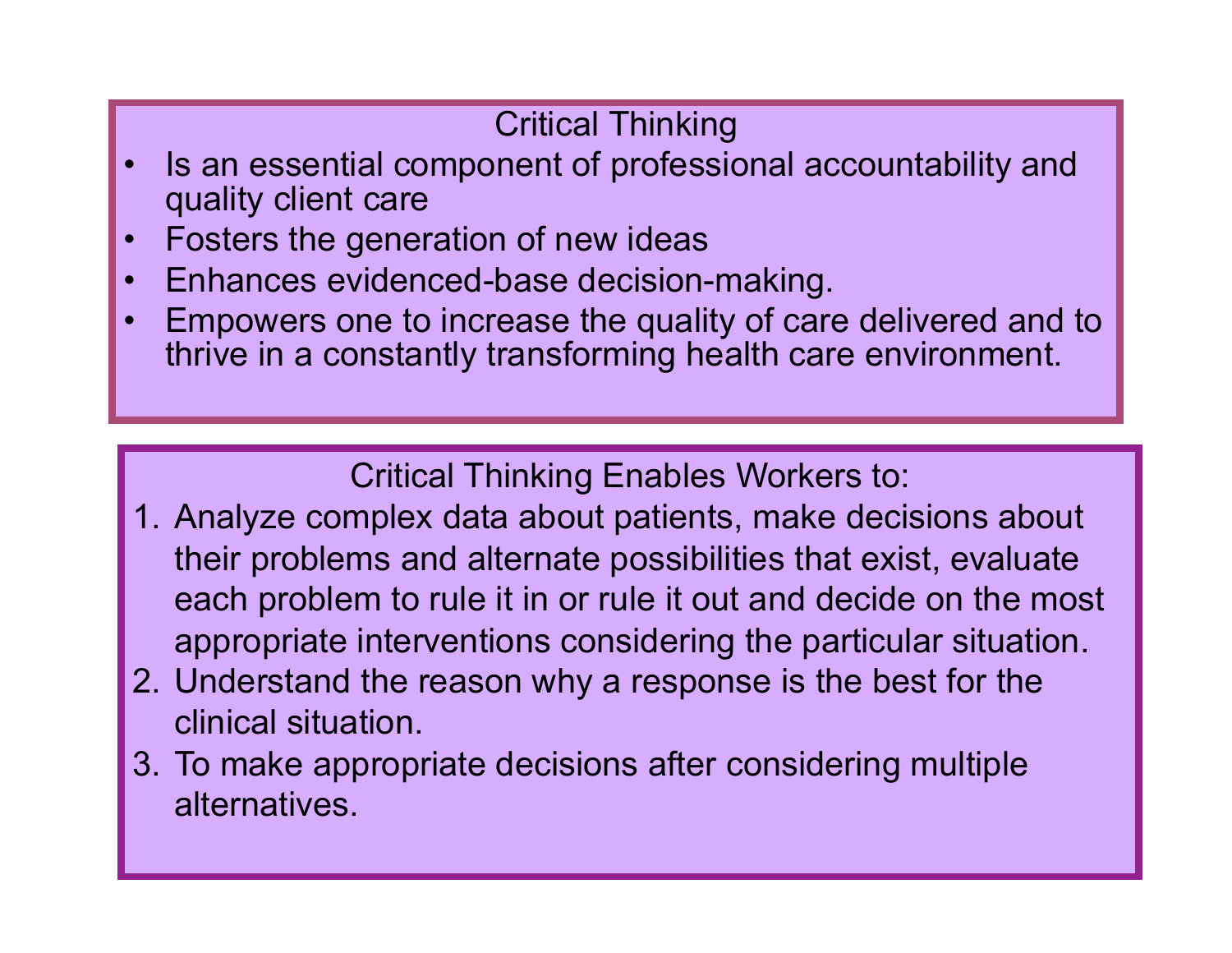## Critical Thinking

- Is an essential component of professional accountability and quality client care
- Fosters the generation of new ideas
- Enhances evidenced-base decision-making.
- Empowers one to increase the quality of care delivered and to thrive in a constantly transforming health care environment.

## Critical Thinking Enables Workers to:

1. Analyze complex data about patients, make decisions about their problems and alternate possibilities that exist, evaluate each problem to rule it in or rule it out and decide on the most appropriate interventions considering the particular situation.
2. Understand the reason why a response is the best for the clinical situation.
3. To make appropriate decisions after considering multiple alternatives.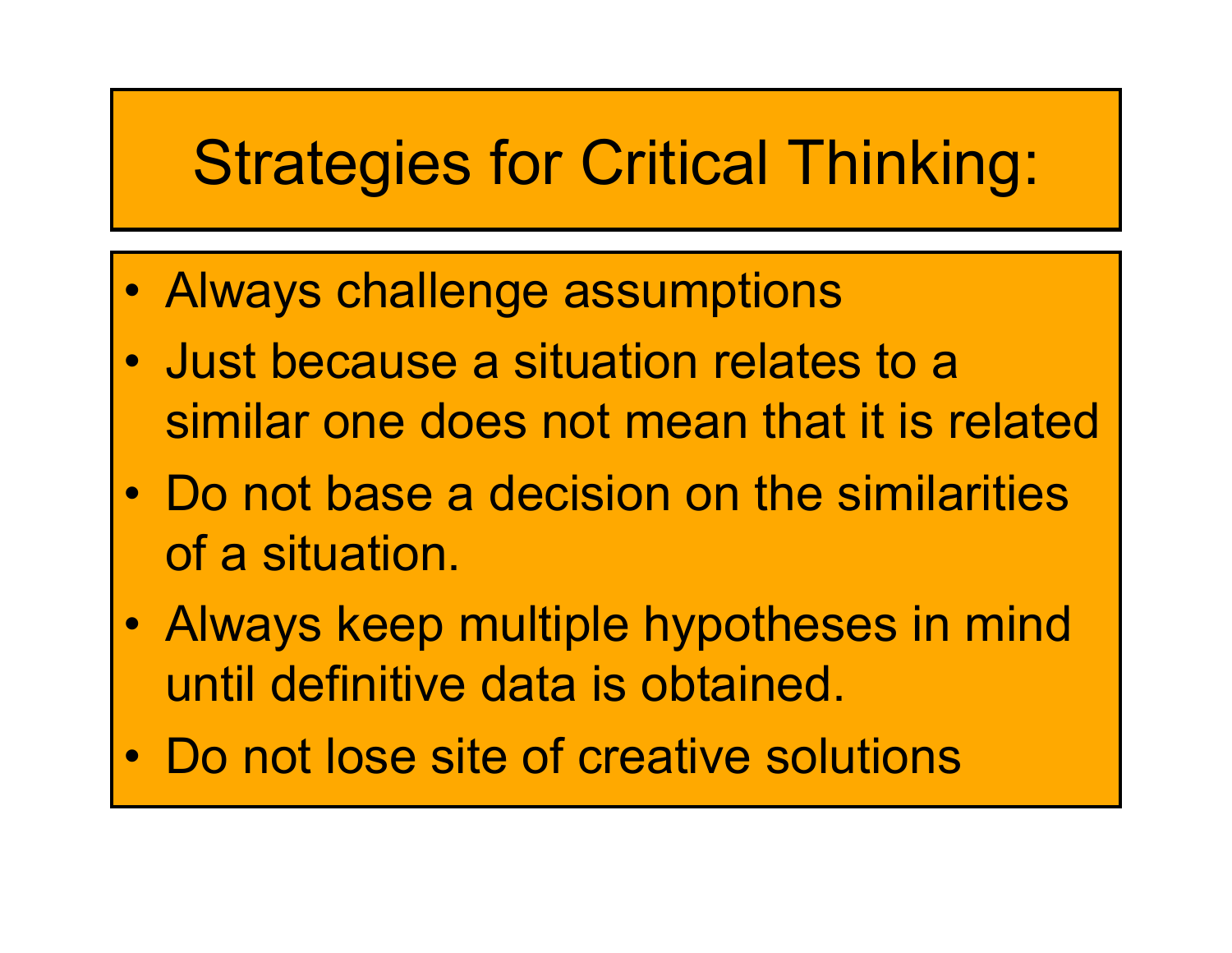# Strategies for Critical Thinking:

- Always challenge assumptions
- Just because a situation relates to a similar one does not mean that it is related
- Do not base a decision on the similarities of a situation.
- Always keep multiple hypotheses in mind until definitive data is obtained.
- Do not lose site of creative solutions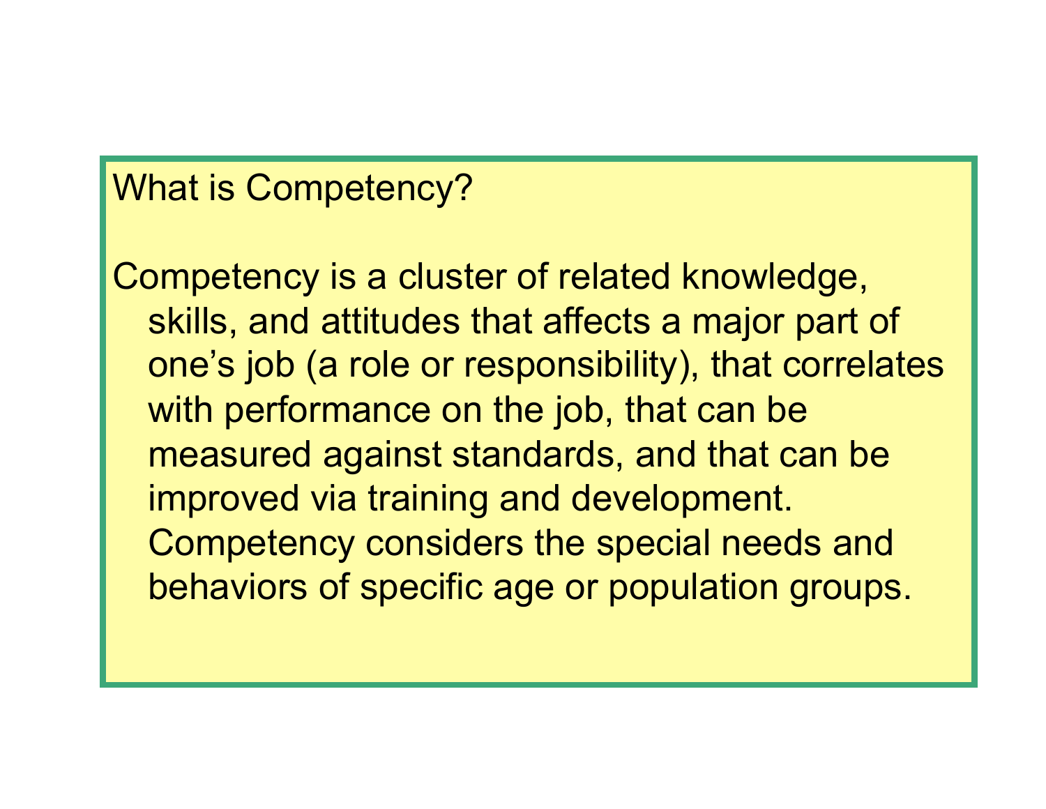## What is Competency?

Competency is a cluster of related knowledge, skills, and attitudes that affects a major part of one’s job (a role or responsibility), that correlates with performance on the job, that can be measured against standards, and that can be improved via training and development. Competency considers the special needs and behaviors of specific age or population groups.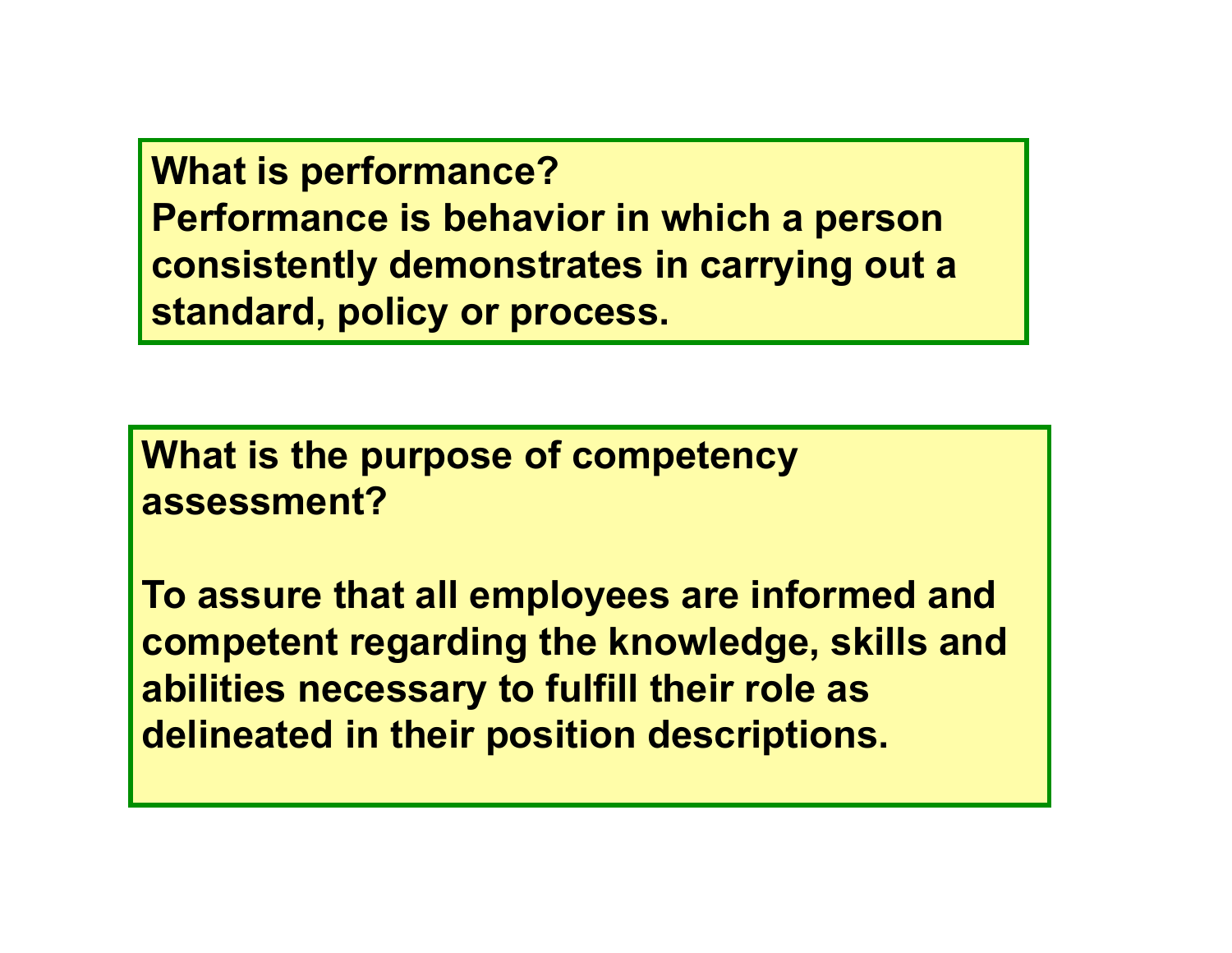**What is performance?**
**Performance is behavior in which a person consistently demonstrates in carrying out a standard, policy or process.**

**What is the purpose of competency assessment?**

**To assure that all employees are informed and competent regarding the knowledge, skills and abilities necessary to fulfill their role as delineated in their position descriptions.**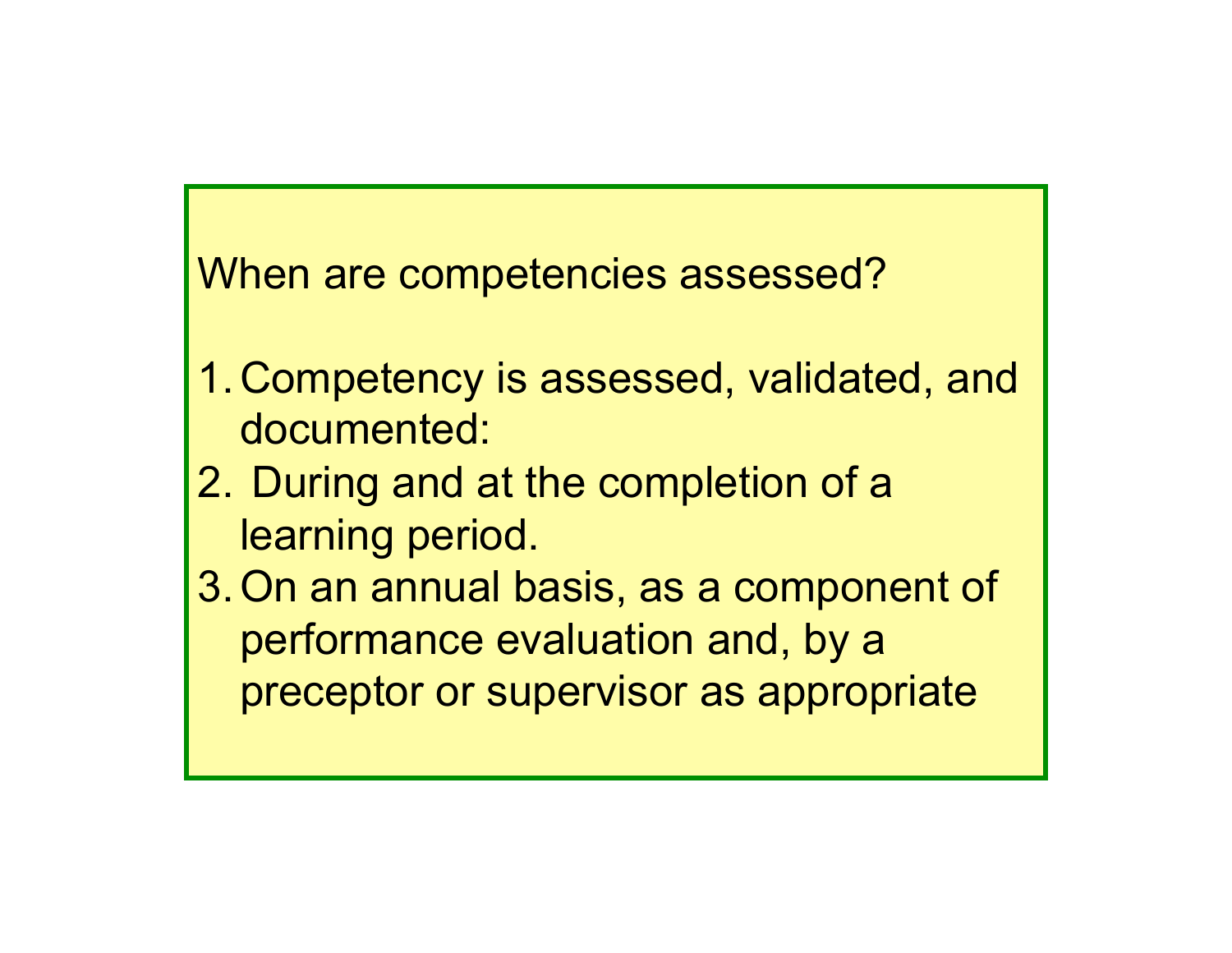When are competencies assessed?

1. Competency is assessed, validated, and documented:
2. During and at the completion of a learning period.
3. On an annual basis, as a component of performance evaluation and, by a preceptor or supervisor as appropriate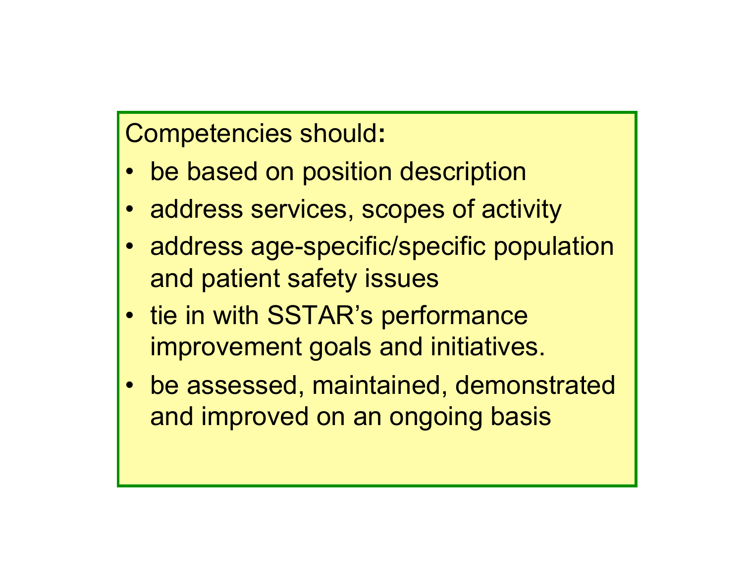Competencies should:

- be based on position description
- address services, scopes of activity
- address age-specific/specific population and patient safety issues
- tie in with SSTAR's performance improvement goals and initiatives.
- be assessed, maintained, demonstrated and improved on an ongoing basis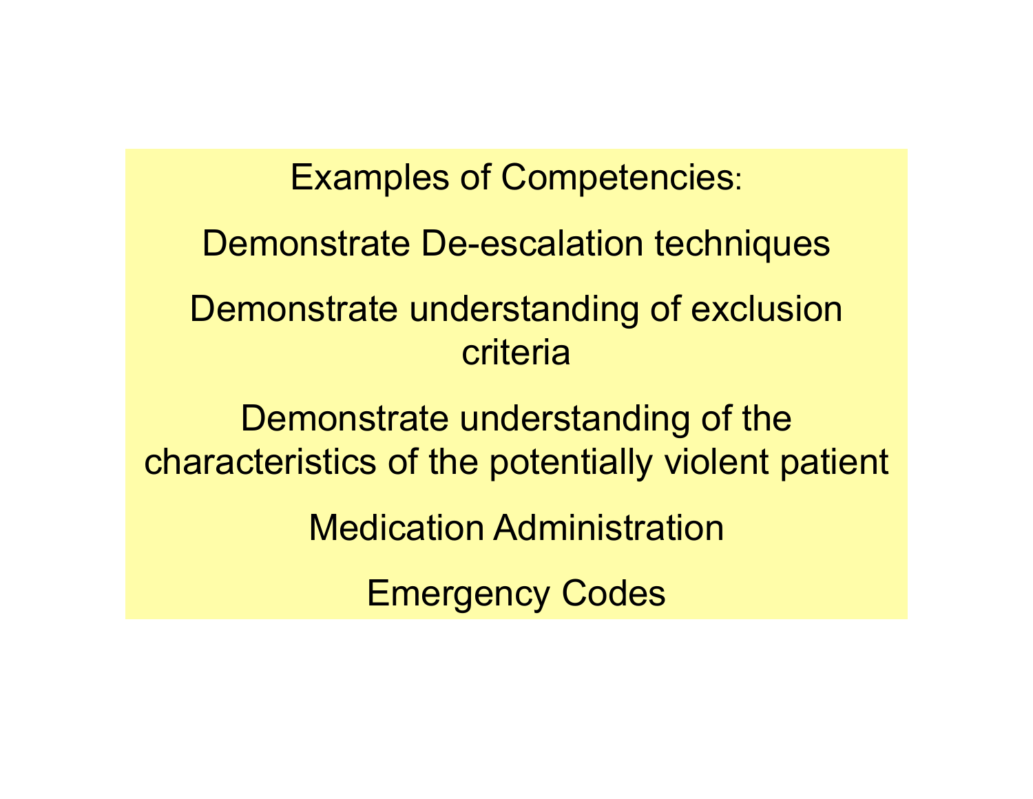## Examples of Competencies:

Demonstrate De-escalation techniques

Demonstrate understanding of exclusion criteria

Demonstrate understanding of the characteristics of the potentially violent patient

Medication Administration

Emergency Codes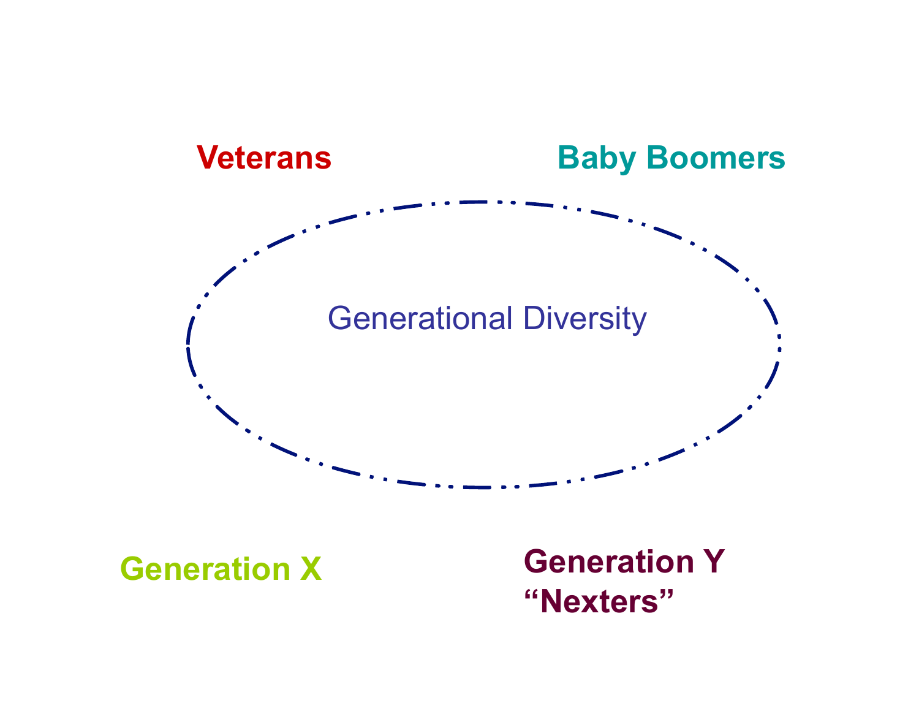**Veterans**

**Baby Boomers**

Generational Diversity

**Generation X**

**Generation Y**
**"Nexters"**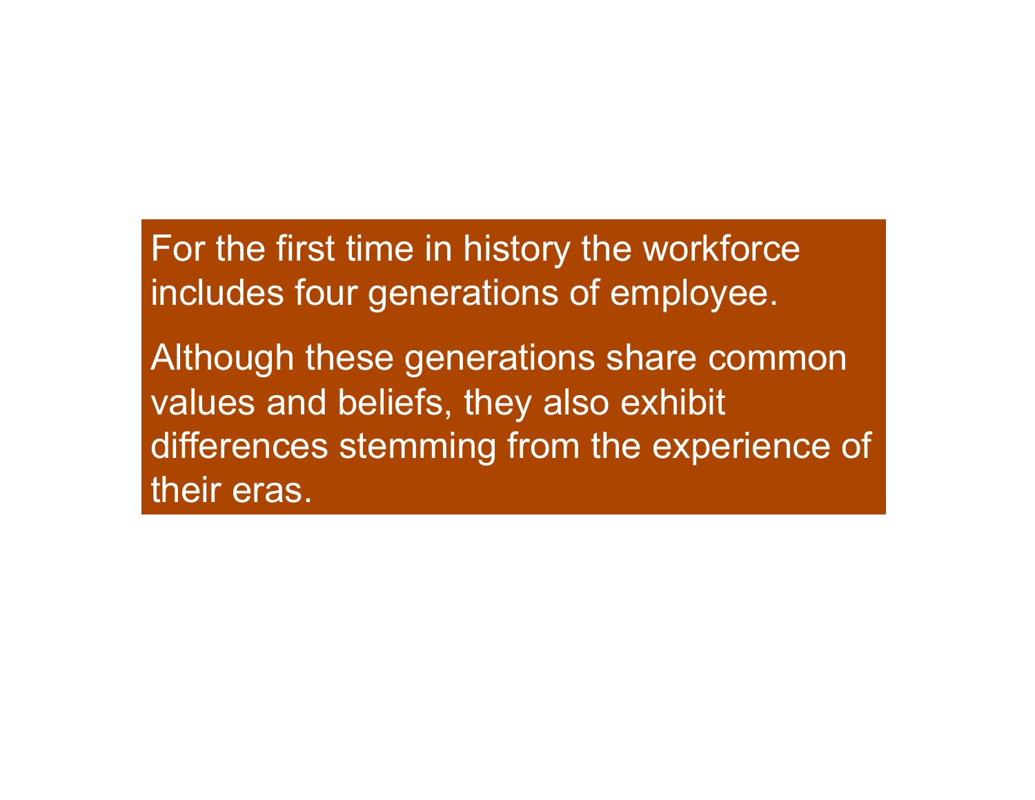For the first time in history the workforce includes four generations of employee.

Although these generations share common values and beliefs, they also exhibit differences stemming from the experience of their eras.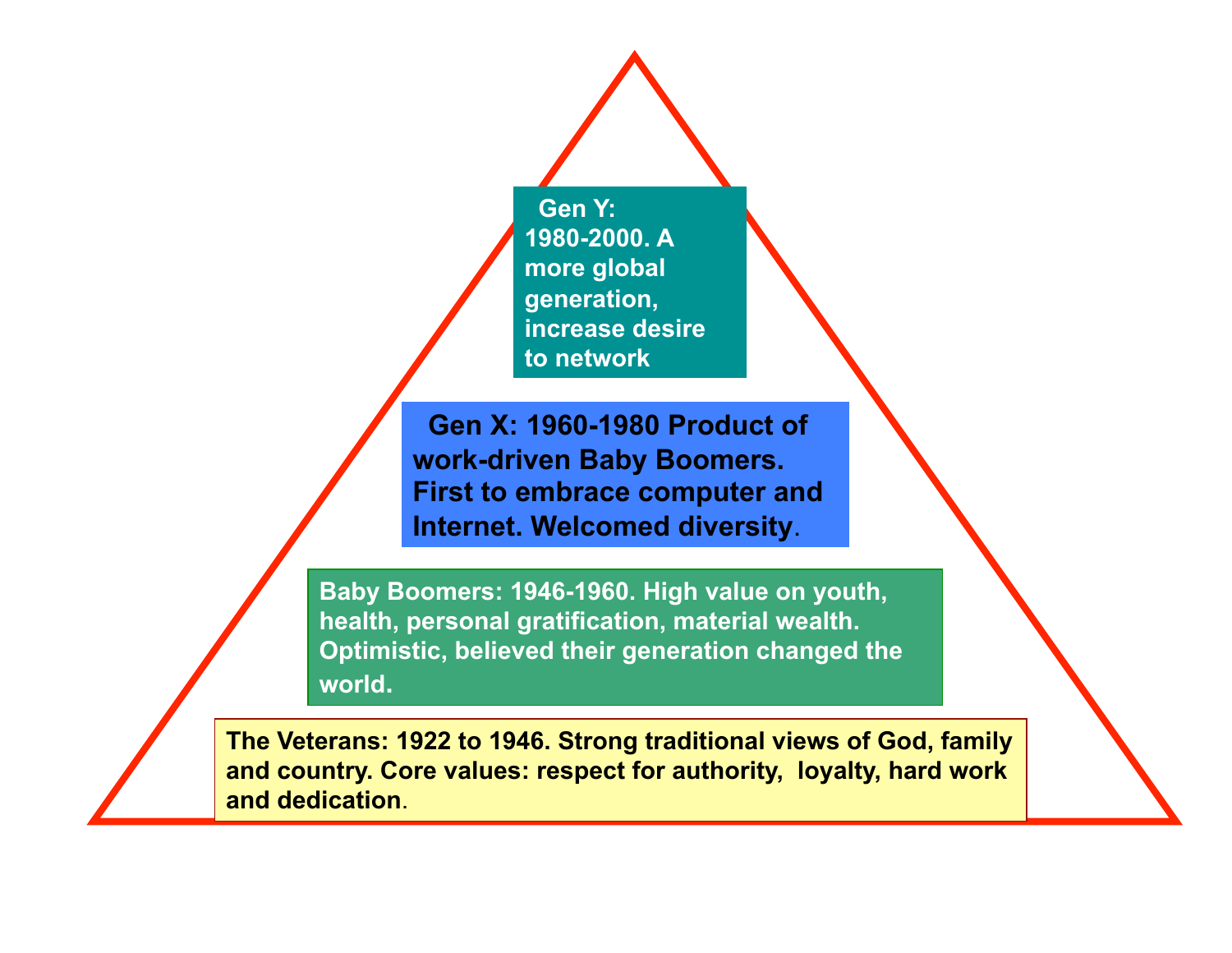**Gen Y: 1980-2000. A more global generation, increase desire to network**

**Gen X: 1960-1980 Product of work-driven Baby Boomers. First to embrace computer and Internet. Welcomed diversity.**

**Baby Boomers: 1946-1960. High value on youth, health, personal gratification, material wealth. Optimistic, believed their generation changed the world.**

**The Veterans: 1922 to 1946. Strong traditional views of God, family and country. Core values: respect for authority, loyalty, hard work and dedication.**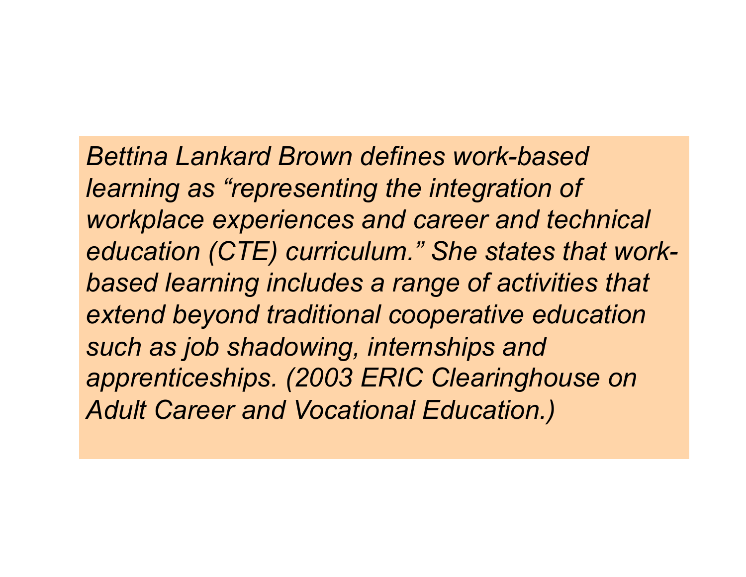*Bettina Lankard Brown defines work-based learning as "representing the integration of workplace experiences and career and technical education (CTE) curriculum." She states that work-based learning includes a range of activities that extend beyond traditional cooperative education such as job shadowing, internships and apprenticeships. (2003 ERIC Clearinghouse on Adult Career and Vocational Education.)*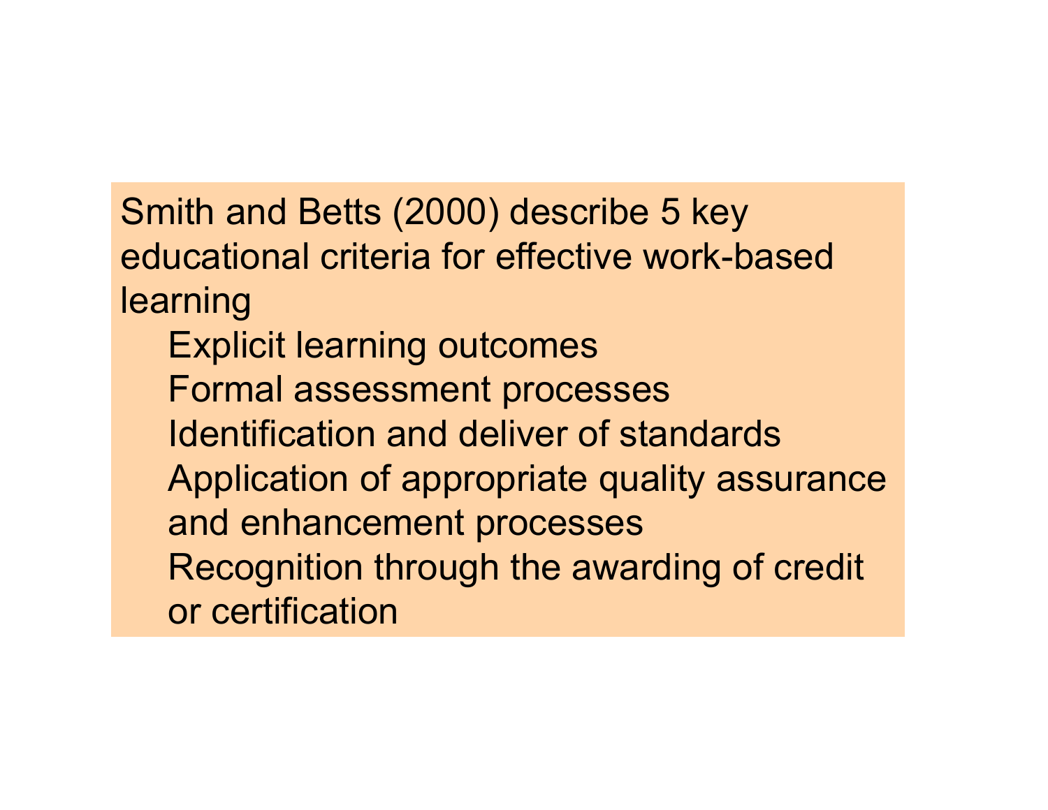Smith and Betts (2000) describe 5 key educational criteria for effective work-based learning

- Explicit learning outcomes
- Formal assessment processes
- Identification and deliver of standards
- Application of appropriate quality assurance and enhancement processes
- Recognition through the awarding of credit or certification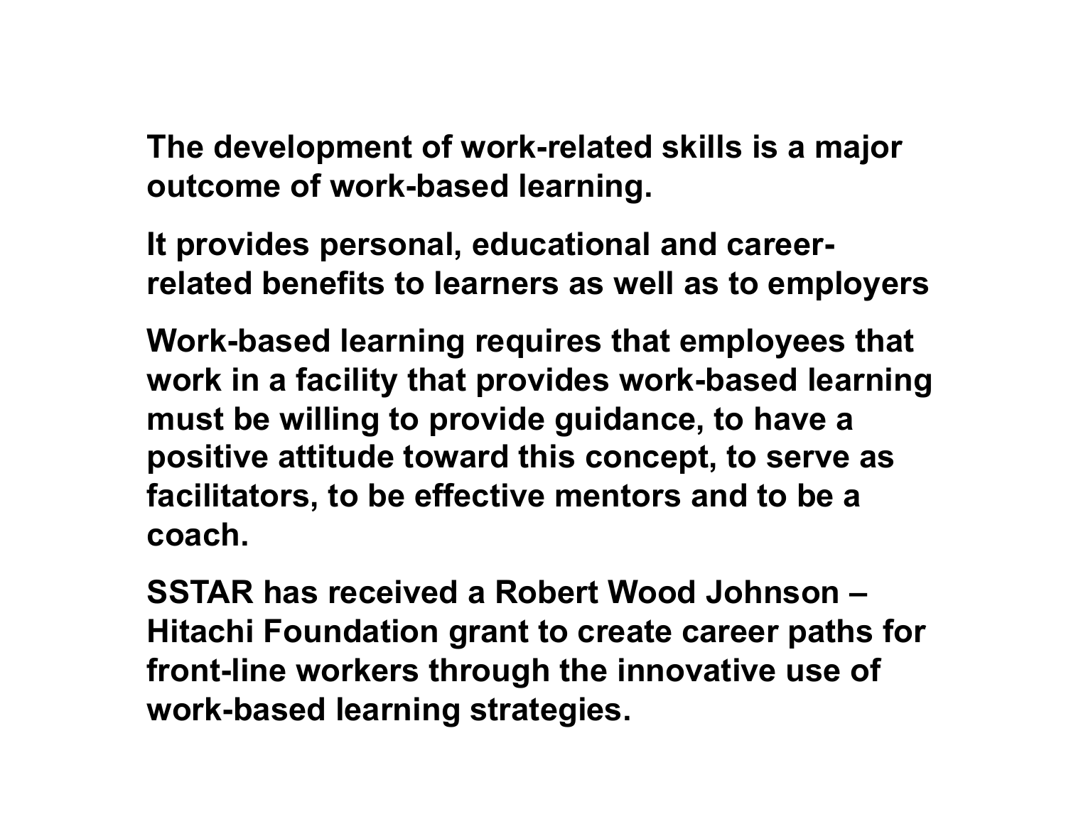**The development of work-related skills is a major outcome of work-based learning.**

**It provides personal, educational and career-related benefits to learners as well as to employers**

**Work-based learning requires that employees that work in a facility that provides work-based learning must be willing to provide guidance, to have a positive attitude toward this concept, to serve as facilitators, to be effective mentors and to be a coach.**

**SSTAR has received a Robert Wood Johnson – Hitachi Foundation grant to create career paths for front-line workers through the innovative use of work-based learning strategies.**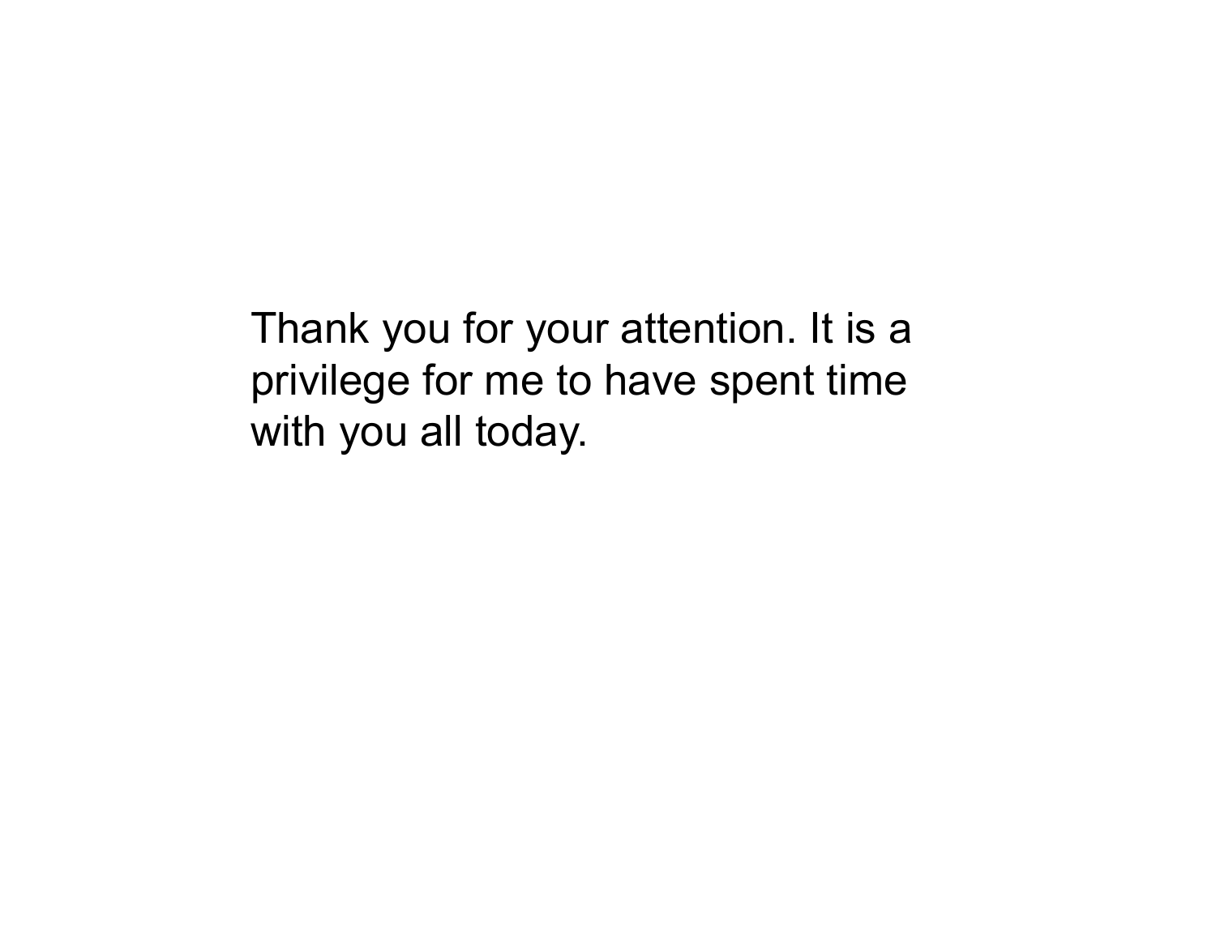Thank you for your attention. It is a privilege for me to have spent time with you all today.